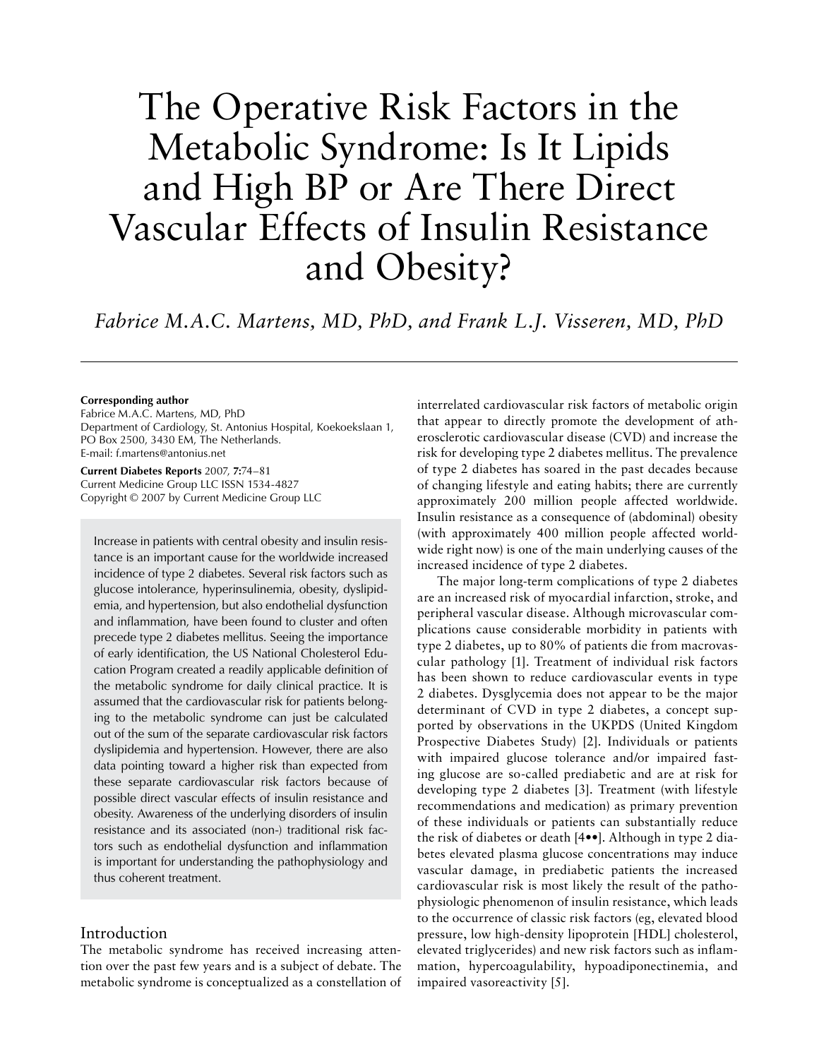# The Operative Risk Factors in the Metabolic Syndrome: Is It Lipids and High BP or Are There Direct Vascular Effects of Insulin Resistance and Obesity?

*Fabrice M.A.C. Martens, MD, PhD, and Frank L.J. Visseren, MD, PhD*

**Corresponding author**
Fabrice M.A.C. Martens, MD, PhD
Department of Cardiology, St. Antonius Hospital, Koekoekslaan 1, PO Box 2500, 3430 EM, The Netherlands.
E-mail: f.martens@antonius.net

**Current Diabetes Reports** 2007, **7:**74–81
Current Medicine Group LLC ISSN 1534-4827
Copyright © 2007 by Current Medicine Group LLC

Increase in patients with central obesity and insulin resistance is an important cause for the worldwide increased incidence of type 2 diabetes. Several risk factors such as glucose intolerance, hyperinsulinemia, obesity, dyslipidemia, and hypertension, but also endothelial dysfunction and inflammation, have been found to cluster and often precede type 2 diabetes mellitus. Seeing the importance of early identification, the US National Cholesterol Education Program created a readily applicable definition of the metabolic syndrome for daily clinical practice. It is assumed that the cardiovascular risk for patients belonging to the metabolic syndrome can just be calculated out of the sum of the separate cardiovascular risk factors dyslipidemia and hypertension. However, there are also data pointing toward a higher risk than expected from these separate cardiovascular risk factors because of possible direct vascular effects of insulin resistance and obesity. Awareness of the underlying disorders of insulin resistance and its associated (non-) traditional risk factors such as endothelial dysfunction and inflammation is important for understanding the pathophysiology and thus coherent treatment.

## Introduction

The metabolic syndrome has received increasing attention over the past few years and is a subject of debate. The metabolic syndrome is conceptualized as a constellation of interrelated cardiovascular risk factors of metabolic origin that appear to directly promote the development of atherosclerotic cardiovascular disease (CVD) and increase the risk for developing type 2 diabetes mellitus. The prevalence of type 2 diabetes has soared in the past decades because of changing lifestyle and eating habits; there are currently approximately 200 million people affected worldwide. Insulin resistance as a consequence of (abdominal) obesity (with approximately 400 million people affected worldwide right now) is one of the main underlying causes of the increased incidence of type 2 diabetes.

The major long-term complications of type 2 diabetes are an increased risk of myocardial infarction, stroke, and peripheral vascular disease. Although microvascular complications cause considerable morbidity in patients with type 2 diabetes, up to 80% of patients die from macrovascular pathology [1]. Treatment of individual risk factors has been shown to reduce cardiovascular events in type 2 diabetes. Dysglycemia does not appear to be the major determinant of CVD in type 2 diabetes, a concept supported by observations in the UKPDS (United Kingdom Prospective Diabetes Study) [2]. Individuals or patients with impaired glucose tolerance and/or impaired fasting glucose are so-called prediabetic and are at risk for developing type 2 diabetes [3]. Treatment (with lifestyle recommendations and medication) as primary prevention of these individuals or patients can substantially reduce the risk of diabetes or death [4••]. Although in type 2 diabetes elevated plasma glucose concentrations may induce vascular damage, in prediabetic patients the increased cardiovascular risk is most likely the result of the pathophysiologic phenomenon of insulin resistance, which leads to the occurrence of classic risk factors (eg, elevated blood pressure, low high-density lipoprotein [HDL] cholesterol, elevated triglycerides) and new risk factors such as inflammation, hypercoagulability, hypoadiponectinemia, and impaired vasoreactivity [5].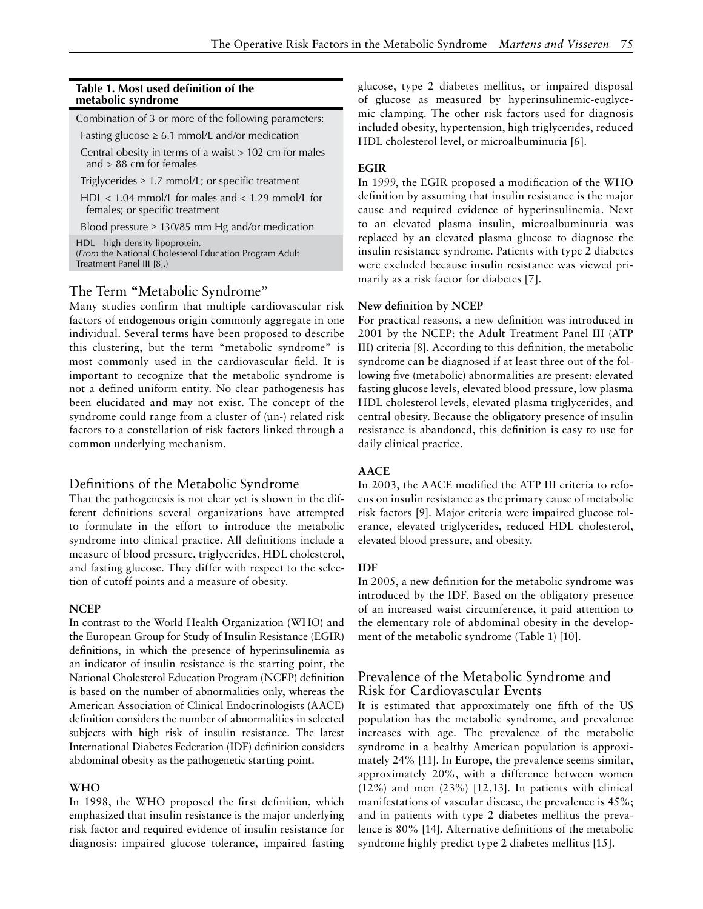**Table 1. Most used definition of the metabolic syndrome**

| Combination of 3 or more of the following parameters: |
|---|
| Fasting glucose ≥ 6.1 mmol/L and/or medication |
| Central obesity in terms of a waist > 102 cm for males and > 88 cm for females |
| Triglycerides ≥ 1.7 mmol/L; or specific treatment |
| HDL < 1.04 mmol/L for males and < 1.29 mmol/L for females; or specific treatment |
| Blood pressure ≥ 130/85 mm Hg and/or medication |

HDL—high-density lipoprotein.
(*From* the National Cholesterol Education Program Adult Treatment Panel III [8].)

## The Term "Metabolic Syndrome"

Many studies confirm that multiple cardiovascular risk factors of endogenous origin commonly aggregate in one individual. Several terms have been proposed to describe this clustering, but the term "metabolic syndrome" is most commonly used in the cardiovascular field. It is important to recognize that the metabolic syndrome is not a defined uniform entity. No clear pathogenesis has been elucidated and may not exist. The concept of the syndrome could range from a cluster of (un-) related risk factors to a constellation of risk factors linked through a common underlying mechanism.

## Definitions of the Metabolic Syndrome

That the pathogenesis is not clear yet is shown in the different definitions several organizations have attempted to formulate in the effort to introduce the metabolic syndrome into clinical practice. All definitions include a measure of blood pressure, triglycerides, HDL cholesterol, and fasting glucose. They differ with respect to the selection of cutoff points and a measure of obesity.

### NCEP

In contrast to the World Health Organization (WHO) and the European Group for Study of Insulin Resistance (EGIR) definitions, in which the presence of hyperinsulinemia as an indicator of insulin resistance is the starting point, the National Cholesterol Education Program (NCEP) definition is based on the number of abnormalities only, whereas the American Association of Clinical Endocrinologists (AACE) definition considers the number of abnormalities in selected subjects with high risk of insulin resistance. The latest International Diabetes Federation (IDF) definition considers abdominal obesity as the pathogenetic starting point.

### WHO

In 1998, the WHO proposed the first definition, which emphasized that insulin resistance is the major underlying risk factor and required evidence of insulin resistance for diagnosis: impaired glucose tolerance, impaired fasting glucose, type 2 diabetes mellitus, or impaired disposal of glucose as measured by hyperinsulinemic-euglycemic clamping. The other risk factors used for diagnosis included obesity, hypertension, high triglycerides, reduced HDL cholesterol level, or microalbuminuria [6].

### EGIR

In 1999, the EGIR proposed a modification of the WHO definition by assuming that insulin resistance is the major cause and required evidence of hyperinsulinemia. Next to an elevated plasma insulin, microalbuminuria was replaced by an elevated plasma glucose to diagnose the insulin resistance syndrome. Patients with type 2 diabetes were excluded because insulin resistance was viewed primarily as a risk factor for diabetes [7].

### New definition by NCEP

For practical reasons, a new definition was introduced in 2001 by the NCEP: the Adult Treatment Panel III (ATP III) criteria [8]. According to this definition, the metabolic syndrome can be diagnosed if at least three out of the following five (metabolic) abnormalities are present: elevated fasting glucose levels, elevated blood pressure, low plasma HDL cholesterol levels, elevated plasma triglycerides, and central obesity. Because the obligatory presence of insulin resistance is abandoned, this definition is easy to use for daily clinical practice.

### AACE

In 2003, the AACE modified the ATP III criteria to refocus on insulin resistance as the primary cause of metabolic risk factors [9]. Major criteria were impaired glucose tolerance, elevated triglycerides, reduced HDL cholesterol, elevated blood pressure, and obesity.

### IDF

In 2005, a new definition for the metabolic syndrome was introduced by the IDF. Based on the obligatory presence of an increased waist circumference, it paid attention to the elementary role of abdominal obesity in the development of the metabolic syndrome (Table 1) [10].

## Prevalence of the Metabolic Syndrome and Risk for Cardiovascular Events

It is estimated that approximately one fifth of the US population has the metabolic syndrome, and prevalence increases with age. The prevalence of the metabolic syndrome in a healthy American population is approximately 24% [11]. In Europe, the prevalence seems similar, approximately 20%, with a difference between women (12%) and men (23%) [12,13]. In patients with clinical manifestations of vascular disease, the prevalence is 45%; and in patients with type 2 diabetes mellitus the prevalence is 80% [14]. Alternative definitions of the metabolic syndrome highly predict type 2 diabetes mellitus [15].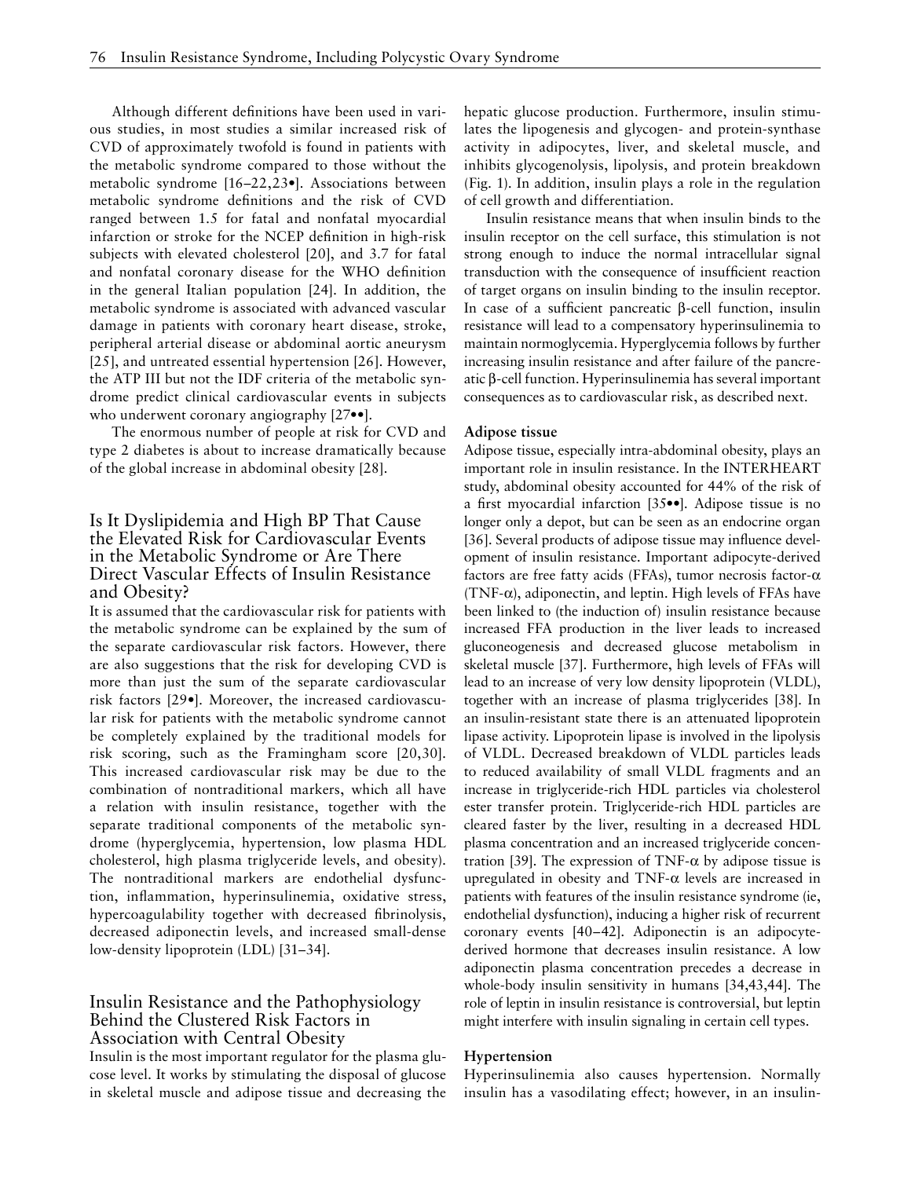Although different definitions have been used in various studies, in most studies a similar increased risk of CVD of approximately twofold is found in patients with the metabolic syndrome compared to those without the metabolic syndrome [16–22,23•]. Associations between metabolic syndrome definitions and the risk of CVD ranged between 1.5 for fatal and nonfatal myocardial infarction or stroke for the NCEP definition in high-risk subjects with elevated cholesterol [20], and 3.7 for fatal and nonfatal coronary disease for the WHO definition in the general Italian population [24]. In addition, the metabolic syndrome is associated with advanced vascular damage in patients with coronary heart disease, stroke, peripheral arterial disease or abdominal aortic aneurysm [25], and untreated essential hypertension [26]. However, the ATP III but not the IDF criteria of the metabolic syndrome predict clinical cardiovascular events in subjects who underwent coronary angiography [27••].

The enormous number of people at risk for CVD and type 2 diabetes is about to increase dramatically because of the global increase in abdominal obesity [28].

## Is It Dyslipidemia and High BP That Cause the Elevated Risk for Cardiovascular Events in the Metabolic Syndrome or Are There Direct Vascular Effects of Insulin Resistance and Obesity?

It is assumed that the cardiovascular risk for patients with the metabolic syndrome can be explained by the sum of the separate cardiovascular risk factors. However, there are also suggestions that the risk for developing CVD is more than just the sum of the separate cardiovascular risk factors [29•]. Moreover, the increased cardiovascular risk for patients with the metabolic syndrome cannot be completely explained by the traditional models for risk scoring, such as the Framingham score [20,30]. This increased cardiovascular risk may be due to the combination of nontraditional markers, which all have a relation with insulin resistance, together with the separate traditional components of the metabolic syndrome (hyperglycemia, hypertension, low plasma HDL cholesterol, high plasma triglyceride levels, and obesity). The nontraditional markers are endothelial dysfunction, inflammation, hyperinsulinemia, oxidative stress, hypercoagulability together with decreased fibrinolysis, decreased adiponectin levels, and increased small-dense low-density lipoprotein (LDL) [31–34].

## Insulin Resistance and the Pathophysiology Behind the Clustered Risk Factors in Association with Central Obesity

Insulin is the most important regulator for the plasma glucose level. It works by stimulating the disposal of glucose in skeletal muscle and adipose tissue and decreasing the hepatic glucose production. Furthermore, insulin stimulates the lipogenesis and glycogen- and protein-synthase activity in adipocytes, liver, and skeletal muscle, and inhibits glycogenolysis, lipolysis, and protein breakdown (Fig. 1). In addition, insulin plays a role in the regulation of cell growth and differentiation.

Insulin resistance means that when insulin binds to the insulin receptor on the cell surface, this stimulation is not strong enough to induce the normal intracellular signal transduction with the consequence of insufficient reaction of target organs on insulin binding to the insulin receptor. In case of a sufficient pancreatic β-cell function, insulin resistance will lead to a compensatory hyperinsulinemia to maintain normoglycemia. Hyperglycemia follows by further increasing insulin resistance and after failure of the pancreatic β-cell function. Hyperinsulinemia has several important consequences as to cardiovascular risk, as described next.

### Adipose tissue

Adipose tissue, especially intra-abdominal obesity, plays an important role in insulin resistance. In the INTERHEART study, abdominal obesity accounted for 44% of the risk of a first myocardial infarction [35••]. Adipose tissue is no longer only a depot, but can be seen as an endocrine organ [36]. Several products of adipose tissue may influence development of insulin resistance. Important adipocyte-derived factors are free fatty acids (FFAs), tumor necrosis factor-α (TNF-α), adiponectin, and leptin. High levels of FFAs have been linked to (the induction of) insulin resistance because increased FFA production in the liver leads to increased gluconeogenesis and decreased glucose metabolism in skeletal muscle [37]. Furthermore, high levels of FFAs will lead to an increase of very low density lipoprotein (VLDL), together with an increase of plasma triglycerides [38]. In an insulin-resistant state there is an attenuated lipoprotein lipase activity. Lipoprotein lipase is involved in the lipolysis of VLDL. Decreased breakdown of VLDL particles leads to reduced availability of small VLDL fragments and an increase in triglyceride-rich HDL particles via cholesterol ester transfer protein. Triglyceride-rich HDL particles are cleared faster by the liver, resulting in a decreased HDL plasma concentration and an increased triglyceride concentration [39]. The expression of TNF-α by adipose tissue is upregulated in obesity and TNF-α levels are increased in patients with features of the insulin resistance syndrome (ie, endothelial dysfunction), inducing a higher risk of recurrent coronary events [40–42]. Adiponectin is an adipocyte-derived hormone that decreases insulin resistance. A low adiponectin plasma concentration precedes a decrease in whole-body insulin sensitivity in humans [34,43,44]. The role of leptin in insulin resistance is controversial, but leptin might interfere with insulin signaling in certain cell types.

### Hypertension

Hyperinsulinemia also causes hypertension. Normally insulin has a vasodilating effect; however, in an insulin-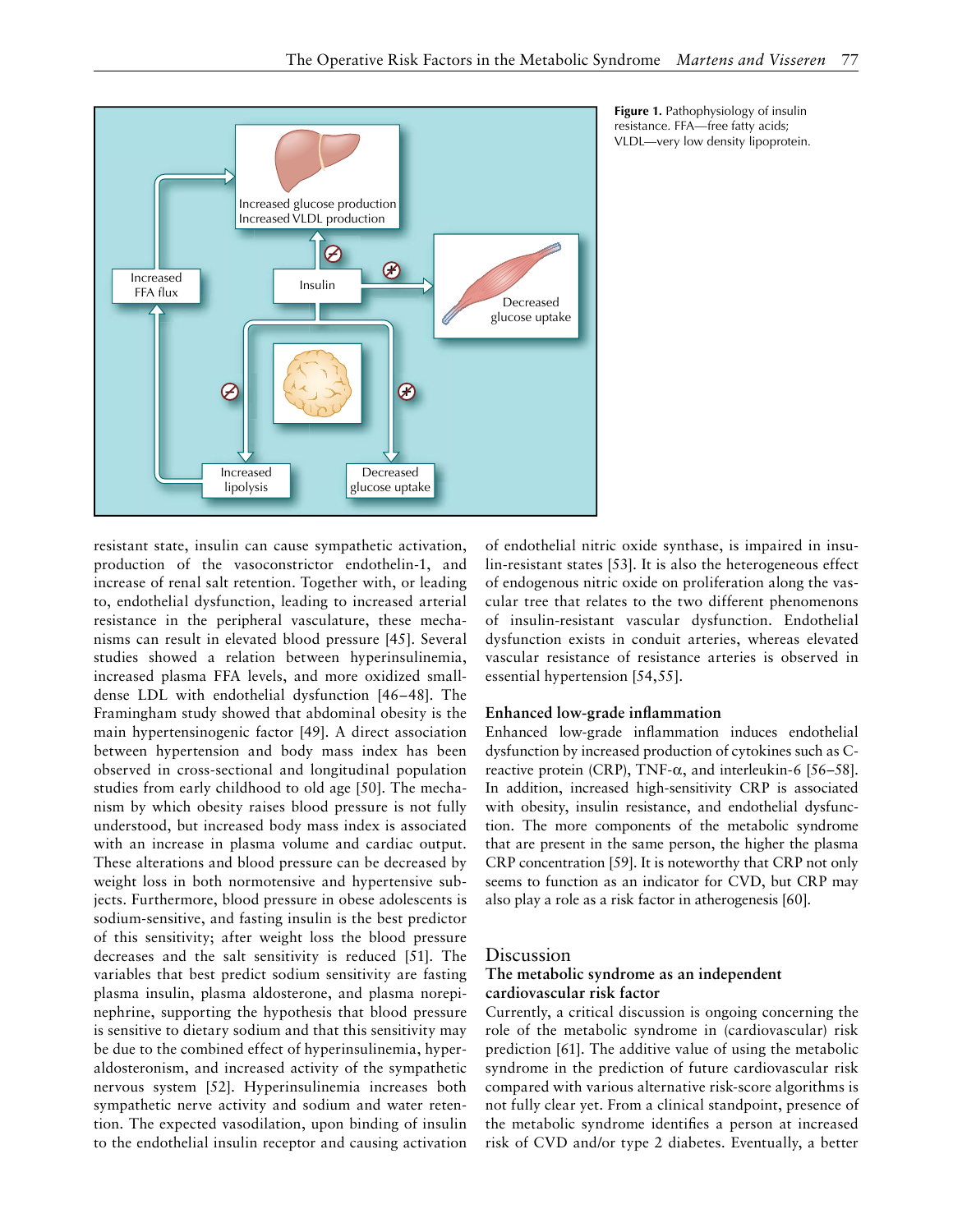Figure 1. Pathophysiology of insulin resistance. FFA—free fatty acids; VLDL—very low density lipoprotein.

resistant state, insulin can cause sympathetic activation, production of the vasoconstrictor endothelin-1, and increase of renal salt retention. Together with, or leading to, endothelial dysfunction, leading to increased arterial resistance in the peripheral vasculature, these mechanisms can result in elevated blood pressure [45]. Several studies showed a relation between hyperinsulinemia, increased plasma FFA levels, and more oxidized small-dense LDL with endothelial dysfunction [46–48]. The Framingham study showed that abdominal obesity is the main hypertensinogenic factor [49]. A direct association between hypertension and body mass index has been observed in cross-sectional and longitudinal population studies from early childhood to old age [50]. The mechanism by which obesity raises blood pressure is not fully understood, but increased body mass index is associated with an increase in plasma volume and cardiac output. These alterations and blood pressure can be decreased by weight loss in both normotensive and hypertensive subjects. Furthermore, blood pressure in obese adolescents is sodium-sensitive, and fasting insulin is the best predictor of this sensitivity; after weight loss the blood pressure decreases and the salt sensitivity is reduced [51]. The variables that best predict sodium sensitivity are fasting plasma insulin, plasma aldosterone, and plasma norepinephrine, supporting the hypothesis that blood pressure is sensitive to dietary sodium and that this sensitivity may be due to the combined effect of hyperinsulinemia, hyperaldosteronism, and increased activity of the sympathetic nervous system [52]. Hyperinsulinemia increases both sympathetic nerve activity and sodium and water retention. The expected vasodilation, upon binding of insulin to the endothelial insulin receptor and causing activation of endothelial nitric oxide synthase, is impaired in insulin-resistant states [53]. It is also the heterogeneous effect of endogenous nitric oxide on proliferation along the vascular tree that relates to the two different phenomenons of insulin-resistant vascular dysfunction. Endothelial dysfunction exists in conduit arteries, whereas elevated vascular resistance of resistance arteries is observed in essential hypertension [54,55].

### Enhanced low-grade inflammation

Enhanced low-grade inflammation induces endothelial dysfunction by increased production of cytokines such as C-reactive protein (CRP), TNF-α, and interleukin-6 [56–58]. In addition, increased high-sensitivity CRP is associated with obesity, insulin resistance, and endothelial dysfunction. The more components of the metabolic syndrome that are present in the same person, the higher the plasma CRP concentration [59]. It is noteworthy that CRP not only seems to function as an indicator for CVD, but CRP may also play a role as a risk factor in atherogenesis [60].

## Discussion

### The metabolic syndrome as an independent cardiovascular risk factor

Currently, a critical discussion is ongoing concerning the role of the metabolic syndrome in (cardiovascular) risk prediction [61]. The additive value of using the metabolic syndrome in the prediction of future cardiovascular risk compared with various alternative risk-score algorithms is not fully clear yet. From a clinical standpoint, presence of the metabolic syndrome identifies a person at increased risk of CVD and/or type 2 diabetes. Eventually, a better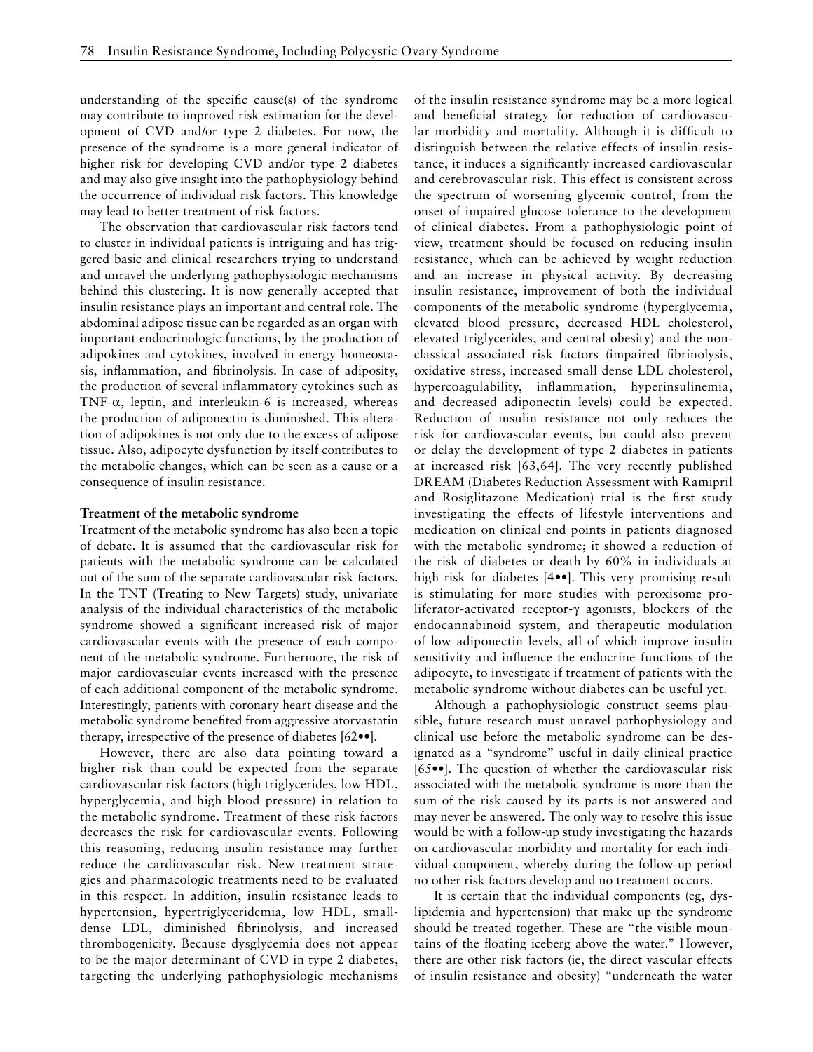understanding of the specific cause(s) of the syndrome may contribute to improved risk estimation for the development of CVD and/or type 2 diabetes. For now, the presence of the syndrome is a more general indicator of higher risk for developing CVD and/or type 2 diabetes and may also give insight into the pathophysiology behind the occurrence of individual risk factors. This knowledge may lead to better treatment of risk factors.

The observation that cardiovascular risk factors tend to cluster in individual patients is intriguing and has triggered basic and clinical researchers trying to understand and unravel the underlying pathophysiologic mechanisms behind this clustering. It is now generally accepted that insulin resistance plays an important and central role. The abdominal adipose tissue can be regarded as an organ with important endocrinologic functions, by the production of adipokines and cytokines, involved in energy homeostasis, inflammation, and fibrinolysis. In case of adiposity, the production of several inflammatory cytokines such as TNF-$\alpha$, leptin, and interleukin-6 is increased, whereas the production of adiponectin is diminished. This alteration of adipokines is not only due to the excess of adipose tissue. Also, adipocyte dysfunction by itself contributes to the metabolic changes, which can be seen as a cause or a consequence of insulin resistance.

## Treatment of the metabolic syndrome

Treatment of the metabolic syndrome has also been a topic of debate. It is assumed that the cardiovascular risk for patients with the metabolic syndrome can be calculated out of the sum of the separate cardiovascular risk factors. In the TNT (Treating to New Targets) study, univariate analysis of the individual characteristics of the metabolic syndrome showed a significant increased risk of major cardiovascular events with the presence of each component of the metabolic syndrome. Furthermore, the risk of major cardiovascular events increased with the presence of each additional component of the metabolic syndrome. Interestingly, patients with coronary heart disease and the metabolic syndrome benefited from aggressive atorvastatin therapy, irrespective of the presence of diabetes [62••].

However, there are also data pointing toward a higher risk than could be expected from the separate cardiovascular risk factors (high triglycerides, low HDL, hyperglycemia, and high blood pressure) in relation to the metabolic syndrome. Treatment of these risk factors decreases the risk for cardiovascular events. Following this reasoning, reducing insulin resistance may further reduce the cardiovascular risk. New treatment strategies and pharmacologic treatments need to be evaluated in this respect. In addition, insulin resistance leads to hypertension, hypertriglyceridemia, low HDL, small-dense LDL, diminished fibrinolysis, and increased thrombogenicity. Because dysglycemia does not appear to be the major determinant of CVD in type 2 diabetes, targeting the underlying pathophysiologic mechanisms of the insulin resistance syndrome may be a more logical and beneficial strategy for reduction of cardiovascular morbidity and mortality. Although it is difficult to distinguish between the relative effects of insulin resistance, it induces a significantly increased cardiovascular and cerebrovascular risk. This effect is consistent across the spectrum of worsening glycemic control, from the onset of impaired glucose tolerance to the development of clinical diabetes. From a pathophysiologic point of view, treatment should be focused on reducing insulin resistance, which can be achieved by weight reduction and an increase in physical activity. By decreasing insulin resistance, improvement of both the individual components of the metabolic syndrome (hyperglycemia, elevated blood pressure, decreased HDL cholesterol, elevated triglycerides, and central obesity) and the non-classical associated risk factors (impaired fibrinolysis, oxidative stress, increased small dense LDL cholesterol, hypercoagulability, inflammation, hyperinsulinemia, and decreased adiponectin levels) could be expected. Reduction of insulin resistance not only reduces the risk for cardiovascular events, but could also prevent or delay the development of type 2 diabetes in patients at increased risk [63,64]. The very recently published DREAM (Diabetes Reduction Assessment with Ramipril and Rosiglitazone Medication) trial is the first study investigating the effects of lifestyle interventions and medication on clinical end points in patients diagnosed with the metabolic syndrome; it showed a reduction of the risk of diabetes or death by 60% in individuals at high risk for diabetes [4••]. This very promising result is stimulating for more studies with peroxisome proliferator-activated receptor-$\gamma$ agonists, blockers of the endocannabinoid system, and therapeutic modulation of low adiponectin levels, all of which improve insulin sensitivity and influence the endocrine functions of the adipocyte, to investigate if treatment of patients with the metabolic syndrome without diabetes can be useful yet.

Although a pathophysiologic construct seems plausible, future research must unravel pathophysiology and clinical use before the metabolic syndrome can be designated as a "syndrome" useful in daily clinical practice [65••]. The question of whether the cardiovascular risk associated with the metabolic syndrome is more than the sum of the risk caused by its parts is not answered and may never be answered. The only way to resolve this issue would be with a follow-up study investigating the hazards on cardiovascular morbidity and mortality for each individual component, whereby during the follow-up period no other risk factors develop and no treatment occurs.

It is certain that the individual components (eg, dyslipidemia and hypertension) that make up the syndrome should be treated together. These are "the visible mountains of the floating iceberg above the water." However, there are other risk factors (ie, the direct vascular effects of insulin resistance and obesity) "underneath the water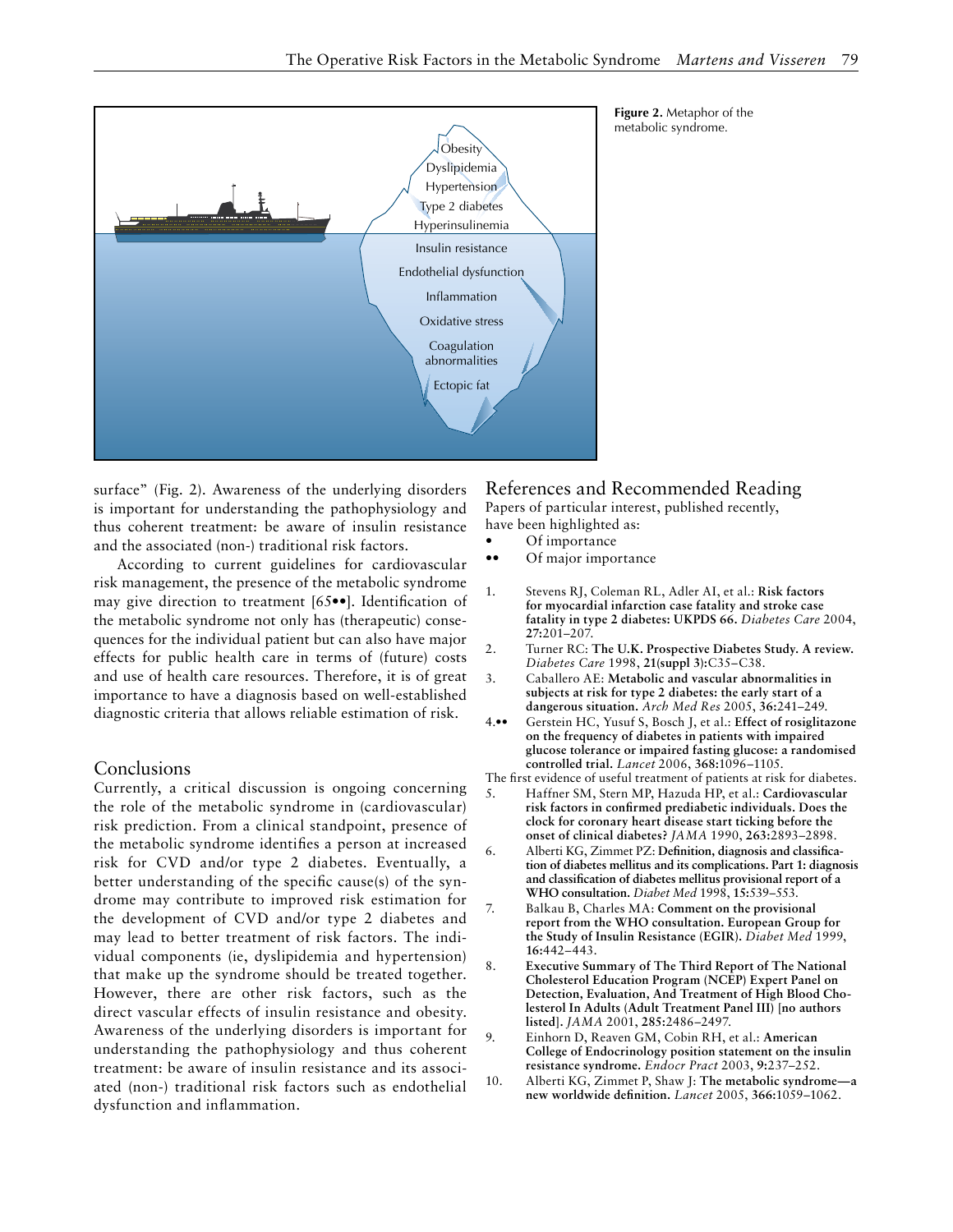Obesity
Dyslipidemia
Hypertension
Type 2 diabetes
Hyperinsulinemia
Insulin resistance
Endothelial dysfunction
Inflammation
Oxidative stress
Coagulation abnormalities
Ectopic fat

**Figure 2.** Metaphor of the metabolic syndrome.

surface" (Fig. 2). Awareness of the underlying disorders is important for understanding the pathophysiology and thus coherent treatment: be aware of insulin resistance and the associated (non-) traditional risk factors.

According to current guidelines for cardiovascular risk management, the presence of the metabolic syndrome may give direction to treatment [65••]. Identification of the metabolic syndrome not only has (therapeutic) consequences for the individual patient but can also have major effects for public health care in terms of (future) costs and use of health care resources. Therefore, it is of great importance to have a diagnosis based on well-established diagnostic criteria that allows reliable estimation of risk.

## Conclusions

Currently, a critical discussion is ongoing concerning the role of the metabolic syndrome in (cardiovascular) risk prediction. From a clinical standpoint, presence of the metabolic syndrome identifies a person at increased risk for CVD and/or type 2 diabetes. Eventually, a better understanding of the specific cause(s) of the syndrome may contribute to improved risk estimation for the development of CVD and/or type 2 diabetes and may lead to better treatment of risk factors. The individual components (ie, dyslipidemia and hypertension) that make up the syndrome should be treated together. However, there are other risk factors, such as the direct vascular effects of insulin resistance and obesity. Awareness of the underlying disorders is important for understanding the pathophysiology and thus coherent treatment: be aware of insulin resistance and its associated (non-) traditional risk factors such as endothelial dysfunction and inflammation.

## References and Recommended Reading

Papers of particular interest, published recently, have been highlighted as:

- • Of importance
- •• Of major importance

1. Stevens RJ, Coleman RL, Adler AI, et al.: **Risk factors for myocardial infarction case fatality and stroke case fatality in type 2 diabetes: UKPDS 66.** *Diabetes Care* 2004, **27:**201–207.
2. Turner RC: **The U.K. Prospective Diabetes Study. A review.** *Diabetes Care* 1998, **21(suppl 3):**C35–C38.
3. Caballero AE: **Metabolic and vascular abnormalities in subjects at risk for type 2 diabetes: the early start of a dangerous situation.** *Arch Med Res* 2005, **36:**241–249.
4.•• Gerstein HC, Yusuf S, Bosch J, et al.: **Effect of rosiglitazone on the frequency of diabetes in patients with impaired glucose tolerance or impaired fasting glucose: a randomised controlled trial.** *Lancet* 2006, **368:**1096–1105.
The first evidence of useful treatment of patients at risk for diabetes.
5. Haffner SM, Stern MP, Hazuda HP, et al.: **Cardiovascular risk factors in confirmed prediabetic individuals. Does the clock for coronary heart disease start ticking before the onset of clinical diabetes?** *JAMA* 1990, **263:**2893–2898.
6. Alberti KG, Zimmet PZ: **Definition, diagnosis and classification of diabetes mellitus and its complications. Part 1: diagnosis and classification of diabetes mellitus provisional report of a WHO consultation.** *Diabet Med* 1998, **15:**539–553.
7. Balkau B, Charles MA: **Comment on the provisional report from the WHO consultation. European Group for the Study of Insulin Resistance (EGIR).** *Diabet Med* 1999, **16:**442–443.
8. **Executive Summary of The Third Report of The National Cholesterol Education Program (NCEP) Expert Panel on Detection, Evaluation, And Treatment of High Blood Cholesterol In Adults (Adult Treatment Panel III) [no authors listed].** *JAMA* 2001, **285:**2486–2497.
9. Einhorn D, Reaven GM, Cobin RH, et al.: **American College of Endocrinology position statement on the insulin resistance syndrome.** *Endocr Pract* 2003, **9:**237–252.
10. Alberti KG, Zimmet P, Shaw J: **The metabolic syndrome—a new worldwide definition.** *Lancet* 2005, **366:**1059–1062.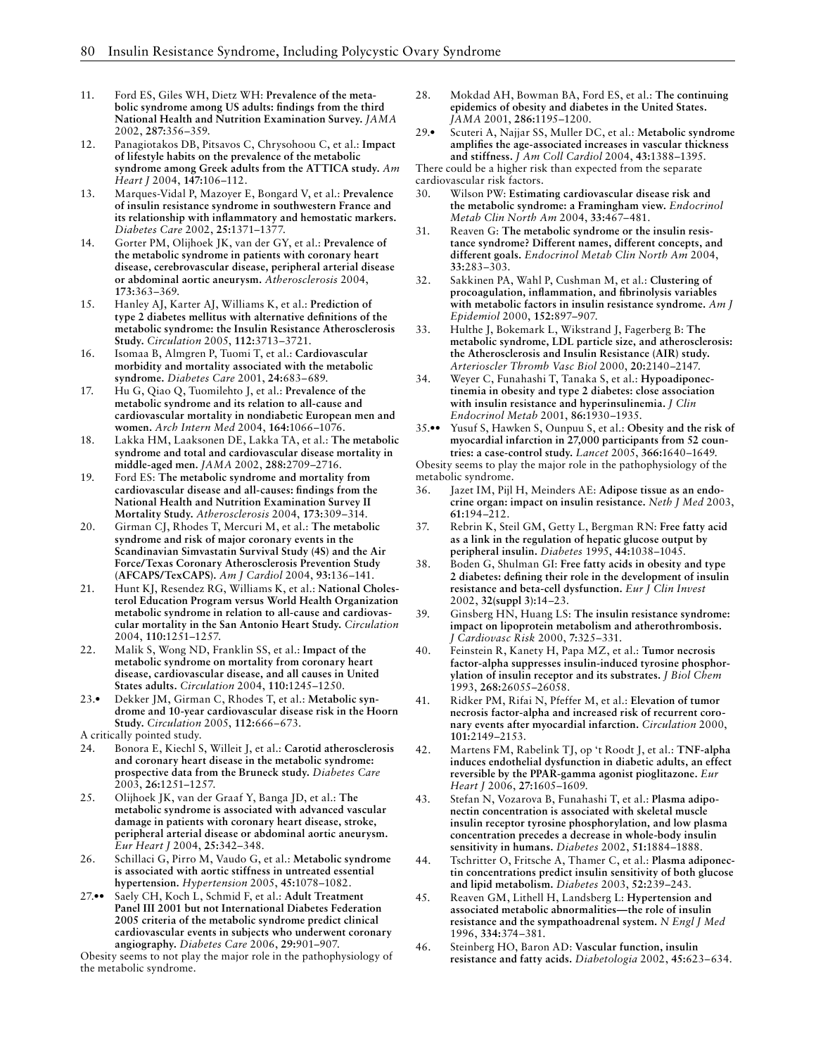11. Ford ES, Giles WH, Dietz WH: **Prevalence of the metabolic syndrome among US adults: findings from the third National Health and Nutrition Examination Survey.** *JAMA* 2002, **287:**356–359.
12. Panagiotakos DB, Pitsavos C, Chrysohoou C, et al.: **Impact of lifestyle habits on the prevalence of the metabolic syndrome among Greek adults from the ATTICA study.** *Am Heart J* 2004, **147:**106–112.
13. Marques-Vidal P, Mazoyer E, Bongard V, et al.: **Prevalence of insulin resistance syndrome in southwestern France and its relationship with inflammatory and hemostatic markers.** *Diabetes Care* 2002, **25:**1371–1377.
14. Gorter PM, Olijhoek JK, van der GY, et al.: **Prevalence of the metabolic syndrome in patients with coronary heart disease, cerebrovascular disease, peripheral arterial disease or abdominal aortic aneurysm.** *Atherosclerosis* 2004, **173:**363–369.
15. Hanley AJ, Karter AJ, Williams K, et al.: **Prediction of type 2 diabetes mellitus with alternative definitions of the metabolic syndrome: the Insulin Resistance Atherosclerosis Study.** *Circulation* 2005, **112:**3713–3721.
16. Isomaa B, Almgren P, Tuomi T, et al.: **Cardiovascular morbidity and mortality associated with the metabolic syndrome.** *Diabetes Care* 2001, **24:**683–689.
17. Hu G, Qiao Q, Tuomilehto J, et al.: **Prevalence of the metabolic syndrome and its relation to all-cause and cardiovascular mortality in nondiabetic European men and women.** *Arch Intern Med* 2004, **164:**1066–1076.
18. Lakka HM, Laaksonen DE, Lakka TA, et al.: **The metabolic syndrome and total and cardiovascular disease mortality in middle-aged men.** *JAMA* 2002, **288:**2709–2716.
19. Ford ES: **The metabolic syndrome and mortality from cardiovascular disease and all-causes: findings from the National Health and Nutrition Examination Survey II Mortality Study.** *Atherosclerosis* 2004, **173:**309–314.
20. Girman CJ, Rhodes T, Mercuri M, et al.: **The metabolic syndrome and risk of major coronary events in the Scandinavian Simvastatin Survival Study (4S) and the Air Force/Texas Coronary Atherosclerosis Prevention Study (AFCAPS/TexCAPS).** *Am J Cardiol* 2004, **93:**136–141.
21. Hunt KJ, Resendez RG, Williams K, et al.: **National Cholesterol Education Program versus World Health Organization metabolic syndrome in relation to all-cause and cardiovascular mortality in the San Antonio Heart Study.** *Circulation* 2004, **110:**1251–1257.
22. Malik S, Wong ND, Franklin SS, et al.: **Impact of the metabolic syndrome on mortality from coronary heart disease, cardiovascular disease, and all causes in United States adults.** *Circulation* 2004, **110:**1245–1250.
23.• Dekker JM, Girman C, Rhodes T, et al.: **Metabolic syndrome and 10-year cardiovascular disease risk in the Hoorn Study.** *Circulation* 2005, **112:**666–673.

A critically pointed study.

24. Bonora E, Kiechl S, Willeit J, et al.: **Carotid atherosclerosis and coronary heart disease in the metabolic syndrome: prospective data from the Bruneck study.** *Diabetes Care* 2003, **26:**1251–1257.
25. Olijhoek JK, van der Graaf Y, Banga JD, et al.: **The metabolic syndrome is associated with advanced vascular damage in patients with coronary heart disease, stroke, peripheral arterial disease or abdominal aortic aneurysm.** *Eur Heart J* 2004, **25:**342–348.
26. Schillaci G, Pirro M, Vaudo G, et al.: **Metabolic syndrome is associated with aortic stiffness in untreated essential hypertension.** *Hypertension* 2005, **45:**1078–1082.
27.•• Saely CH, Koch L, Schmid F, et al.: **Adult Treatment Panel III 2001 but not International Diabetes Federation 2005 criteria of the metabolic syndrome predict clinical cardiovascular events in subjects who underwent coronary angiography.** *Diabetes Care* 2006, **29:**901–907.

Obesity seems to not play the major role in the pathophysiology of the metabolic syndrome.

28. Mokdad AH, Bowman BA, Ford ES, et al.: **The continuing epidemics of obesity and diabetes in the United States.** *JAMA* 2001, **286:**1195–1200.
29.• Scuteri A, Najjar SS, Muller DC, et al.: **Metabolic syndrome amplifies the age-associated increases in vascular thickness and stiffness.** *J Am Coll Cardiol* 2004, **43:**1388–1395.

There could be a higher risk than expected from the separate cardiovascular risk factors.

30. Wilson PW: **Estimating cardiovascular disease risk and the metabolic syndrome: a Framingham view.** *Endocrinol Metab Clin North Am* 2004, **33:**467–481.
31. Reaven G: **The metabolic syndrome or the insulin resistance syndrome? Different names, different concepts, and different goals.** *Endocrinol Metab Clin North Am* 2004, **33:**283–303.
32. Sakkinen PA, Wahl P, Cushman M, et al.: **Clustering of procoagulation, inflammation, and fibrinolysis variables with metabolic factors in insulin resistance syndrome.** *Am J Epidemiol* 2000, **152:**897–907.
33. Hulthe J, Bokemark L, Wikstrand J, Fagerberg B: **The metabolic syndrome, LDL particle size, and atherosclerosis: the Atherosclerosis and Insulin Resistance (AIR) study.** *Arterioscler Thromb Vasc Biol* 2000, **20:**2140–2147.
34. Weyer C, Funahashi T, Tanaka S, et al.: **Hypoadiponectinemia in obesity and type 2 diabetes: close association with insulin resistance and hyperinsulinemia.** *J Clin Endocrinol Metab* 2001, **86:**1930–1935.
35.•• Yusuf S, Hawken S, Ounpuu S, et al.: **Obesity and the risk of myocardial infarction in 27,000 participants from 52 countries: a case-control study.** *Lancet* 2005, **366:**1640–1649.

Obesity seems to play the major role in the pathophysiology of the metabolic syndrome.

36. Jazet IM, Pijl H, Meinders AE: **Adipose tissue as an endocrine organ: impact on insulin resistance.** *Neth J Med* 2003, **61:**194–212.
37. Rebrin K, Steil GM, Getty L, Bergman RN: **Free fatty acid as a link in the regulation of hepatic glucose output by peripheral insulin.** *Diabetes* 1995, **44:**1038–1045.
38. Boden G, Shulman GI: **Free fatty acids in obesity and type 2 diabetes: defining their role in the development of insulin resistance and beta-cell dysfunction.** *Eur J Clin Invest* 2002, **32(suppl 3):**14–23.
39. Ginsberg HN, Huang LS: **The insulin resistance syndrome: impact on lipoprotein metabolism and atherothrombosis.** *J Cardiovasc Risk* 2000, **7:**325–331.
40. Feinstein R, Kanety H, Papa MZ, et al.: **Tumor necrosis factor-alpha suppresses insulin-induced tyrosine phosphorylation of insulin receptor and its substrates.** *J Biol Chem* 1993, **268:**26055–26058.
41. Ridker PM, Rifai N, Pfeffer M, et al.: **Elevation of tumor necrosis factor-alpha and increased risk of recurrent coronary events after myocardial infarction.** *Circulation* 2000, **101:**2149–2153.
42. Martens FM, Rabelink TJ, op 't Roodt J, et al.: **TNF-alpha induces endothelial dysfunction in diabetic adults, an effect reversible by the PPAR-gamma agonist pioglitazone.** *Eur Heart J* 2006, **27:**1605–1609.
43. Stefan N, Vozarova B, Funahashi T, et al.: **Plasma adiponectin concentration is associated with skeletal muscle insulin receptor tyrosine phosphorylation, and low plasma concentration precedes a decrease in whole-body insulin sensitivity in humans.** *Diabetes* 2002, **51:**1884–1888.
44. Tschritter O, Fritsche A, Thamer C, et al.: **Plasma adiponectin concentrations predict insulin sensitivity of both glucose and lipid metabolism.** *Diabetes* 2003, **52:**239–243.
45. Reaven GM, Lithell H, Landsberg L: **Hypertension and associated metabolic abnormalities—the role of insulin resistance and the sympathoadrenal system.** *N Engl J Med* 1996, **334:**374–381.
46. Steinberg HO, Baron AD: **Vascular function, insulin resistance and fatty acids.** *Diabetologia* 2002, **45:**623–634.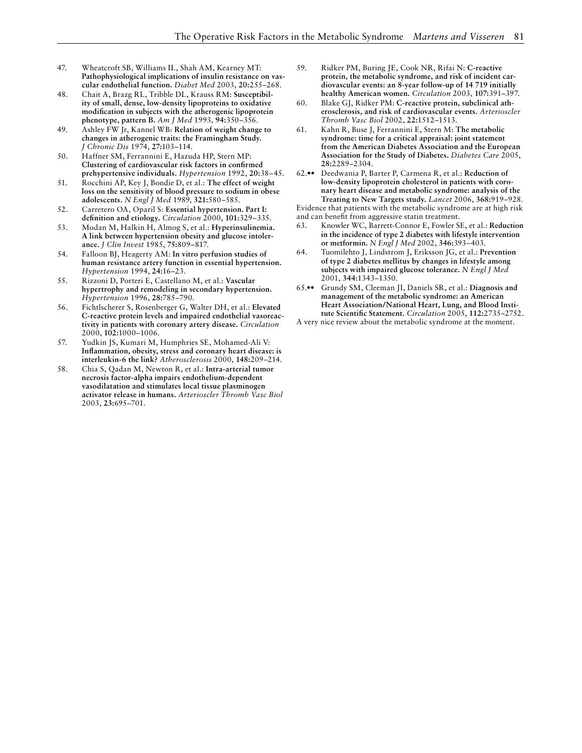47. Wheatcroft SB, Williams IL, Shah AM, Kearney MT: **Pathophysiological implications of insulin resistance on vascular endothelial function.** *Diabet Med* 2003, **20:**255–268.
48. Chait A, Brazg RL, Tribble DL, Krauss RM: **Susceptibility of small, dense, low-density lipoproteins to oxidative modification in subjects with the atherogenic lipoprotein phenotype, pattern B.** *Am J Med* 1993, **94:**350–356.
49. Ashley FW Jr, Kannel WB: **Relation of weight change to changes in atherogenic traits: the Framingham Study.** *J Chronic Dis* 1974, **27:**103–114.
50. Haffner SM, Ferrannini E, Hazuda HP, Stern MP: **Clustering of cardiovascular risk factors in confirmed prehypertensive individuals.** *Hypertension* 1992, **20:**38–45.
51. Rocchini AP, Key J, Bondie D, et al.: **The effect of weight loss on the sensitivity of blood pressure to sodium in obese adolescents.** *N Engl J Med* 1989, **321:**580–585.
52. Carretero OA, Oparil S: **Essential hypertension. Part I: definition and etiology.** *Circulation* 2000, **101:**329–335.
53. Modan M, Halkin H, Almog S, et al.: **Hyperinsulinemia. A link between hypertension obesity and glucose intolerance.** *J Clin Invest* 1985, **75:**809–817.
54. Falloon BJ, Heagerty AM: **In vitro perfusion studies of human resistance artery function in essential hypertension.** *Hypertension* 1994, **24:**16–23.
55. Rizzoni D, Porteri E, Castellano M, et al.: **Vascular hypertrophy and remodeling in secondary hypertension.** *Hypertension* 1996, **28:**785–790.
56. Fichtlscherer S, Rosenberger G, Walter DH, et al.: **Elevated C-reactive protein levels and impaired endothelial vasoreactivity in patients with coronary artery disease.** *Circulation* 2000, **102:**1000–1006.
57. Yudkin JS, Kumari M, Humphries SE, Mohamed-Ali V: **Inflammation, obesity, stress and coronary heart disease: is interleukin-6 the link?** *Atherosclerosis* 2000, **148:**209–214.
58. Chia S, Qadan M, Newton R, et al.: **Intra-arterial tumor necrosis factor-alpha impairs endothelium-dependent vasodilatation and stimulates local tissue plasminogen activator release in humans.** *Arterioscler Thromb Vasc Biol* 2003, **23:**695–701.
59. Ridker PM, Buring JE, Cook NR, Rifai N: **C-reactive protein, the metabolic syndrome, and risk of incident cardiovascular events: an 8-year follow-up of 14 719 initially healthy American women.** *Circulation* 2003, **107:**391–397.
60. Blake GJ, Ridker PM: **C-reactive protein, subclinical atherosclerosis, and risk of cardiovascular events.** *Arterioscler Thromb Vasc Biol* 2002, **22:**1512–1513.
61. Kahn R, Buse J, Ferrannini E, Stern M: **The metabolic syndrome: time for a critical appraisal: joint statement from the American Diabetes Association and the European Association for the Study of Diabetes.** *Diabetes Care* 2005, **28:**2289–2304.
62.•• Deedwania P, Barter P, Carmena R, et al.: **Reduction of low-density lipoprotein cholesterol in patients with coronary heart disease and metabolic syndrome: analysis of the Treating to New Targets study.** *Lancet* 2006, **368:**919–928.

Evidence that patients with the metabolic syndrome are at high risk and can benefit from aggressive statin treatment.

63. Knowler WC, Barrett-Connor E, Fowler SE, et al.: **Reduction in the incidence of type 2 diabetes with lifestyle intervention or metformin.** *N Engl J Med* 2002, **346:**393–403.
64. Tuomilehto J, Lindstrom J, Eriksson JG, et al.: **Prevention of type 2 diabetes mellitus by changes in lifestyle among subjects with impaired glucose tolerance.** *N Engl J Med* 2001, **344:**1343–1350.
65.•• Grundy SM, Cleeman JI, Daniels SR, et al.: **Diagnosis and management of the metabolic syndrome: an American Heart Association/National Heart, Lung, and Blood Institute Scientific Statement.** *Circulation* 2005, **112:**2735–2752.

A very nice review about the metabolic syndrome at the moment.